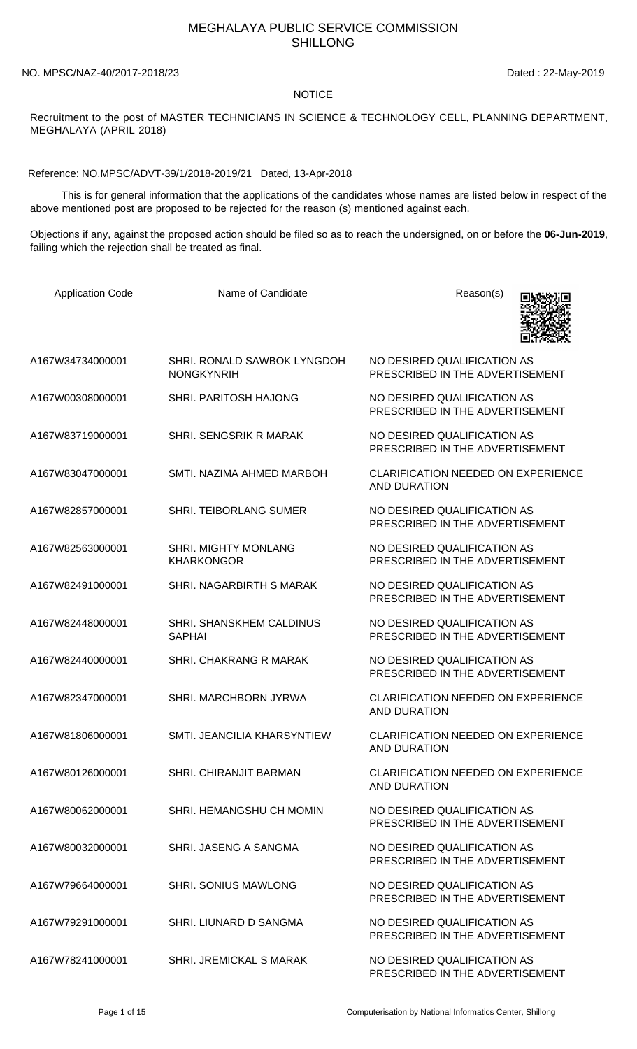# MEGHALAYA PUBLIC SERVICE COMMISSION
## SHILLONG

NO. MPSC/NAZ-40/2017-2018/23 Dated : 22-May-2019

**NOTICE**

Recruitment to the post of MASTER TECHNICIANS IN SCIENCE & TECHNOLOGY CELL, PLANNING DEPARTMENT, MEGHALAYA (APRIL 2018)

Reference: NO.MPSC/ADVT-39/1/2018-2019/21 Dated, 13-Apr-2018

This is for general information that the applications of the candidates whose names are listed below in respect of the above mentioned post are proposed to be rejected for the reason (s) mentioned against each.

Objections if any, against the proposed action should be filed so as to reach the undersigned, on or before the **06-Jun-2019**, failing which the rejection shall be treated as final.

| Application Code | Name of Candidate | Reason(s) |
|---|---|---|
| A167W34734000001 | SHRI. RONALD SAWBOK LYNGDOH NONGKYNRIH | NO DESIRED QUALIFICATION AS PRESCRIBED IN THE ADVERTISEMENT |
| A167W00308000001 | SHRI. PARITOSH HAJONG | NO DESIRED QUALIFICATION AS PRESCRIBED IN THE ADVERTISEMENT |
| A167W83719000001 | SHRI. SENGSRIK R MARAK | NO DESIRED QUALIFICATION AS PRESCRIBED IN THE ADVERTISEMENT |
| A167W83047000001 | SMTI. NAZIMA AHMED MARBOH | CLARIFICATION NEEDED ON EXPERIENCE AND DURATION |
| A167W82857000001 | SHRI. TEIBORLANG SUMER | NO DESIRED QUALIFICATION AS PRESCRIBED IN THE ADVERTISEMENT |
| A167W82563000001 | SHRI. MIGHTY MONLANG KHARKONGOR | NO DESIRED QUALIFICATION AS PRESCRIBED IN THE ADVERTISEMENT |
| A167W82491000001 | SHRI. NAGARBIRTH S MARAK | NO DESIRED QUALIFICATION AS PRESCRIBED IN THE ADVERTISEMENT |
| A167W82448000001 | SHRI. SHANSKHEM CALDINUS SAPHAI | NO DESIRED QUALIFICATION AS PRESCRIBED IN THE ADVERTISEMENT |
| A167W82440000001 | SHRI. CHAKRANG R MARAK | NO DESIRED QUALIFICATION AS PRESCRIBED IN THE ADVERTISEMENT |
| A167W82347000001 | SHRI. MARCHBORN JYRWA | CLARIFICATION NEEDED ON EXPERIENCE AND DURATION |
| A167W81806000001 | SMTI. JEANCILIA KHARSYNTIEW | CLARIFICATION NEEDED ON EXPERIENCE AND DURATION |
| A167W80126000001 | SHRI. CHIRANJIT BARMAN | CLARIFICATION NEEDED ON EXPERIENCE AND DURATION |
| A167W80062000001 | SHRI. HEMANGSHU CH MOMIN | NO DESIRED QUALIFICATION AS PRESCRIBED IN THE ADVERTISEMENT |
| A167W80032000001 | SHRI. JASENG A SANGMA | NO DESIRED QUALIFICATION AS PRESCRIBED IN THE ADVERTISEMENT |
| A167W79664000001 | SHRI. SONIUS MAWLONG | NO DESIRED QUALIFICATION AS PRESCRIBED IN THE ADVERTISEMENT |
| A167W79291000001 | SHRI. LIUNARD D SANGMA | NO DESIRED QUALIFICATION AS PRESCRIBED IN THE ADVERTISEMENT |
| A167W78241000001 | SHRI. JREMICKAL S MARAK | NO DESIRED QUALIFICATION AS PRESCRIBED IN THE ADVERTISEMENT |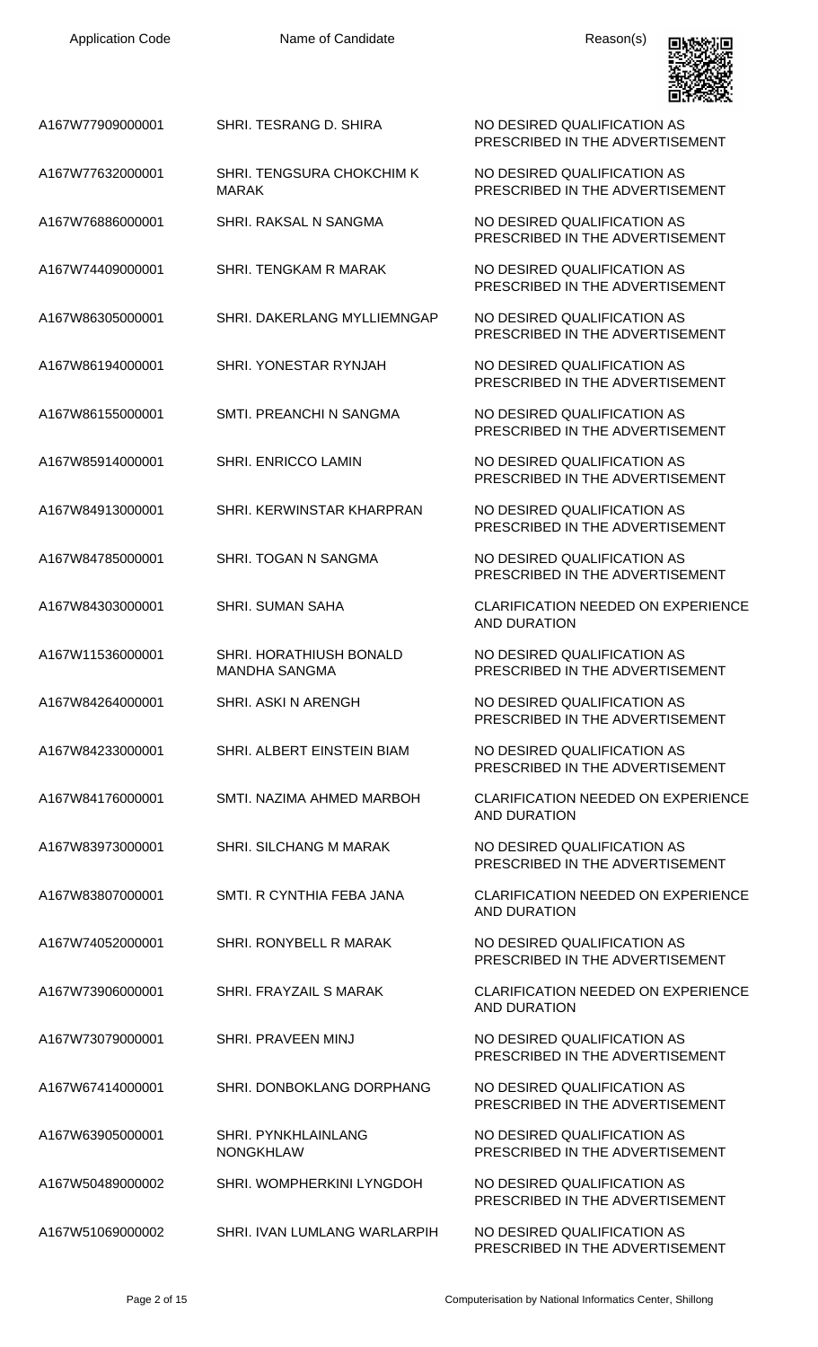| Application Code | Name of Candidate | Reason(s) |
|---|---|---|
| A167W77909000001 | SHRI. TESRANG D. SHIRA | NO DESIRED QUALIFICATION AS PRESCRIBED IN THE ADVERTISEMENT |
| A167W77632000001 | SHRI. TENGSURA CHOKCHIM K MARAK | NO DESIRED QUALIFICATION AS PRESCRIBED IN THE ADVERTISEMENT |
| A167W76886000001 | SHRI. RAKSAL N SANGMA | NO DESIRED QUALIFICATION AS PRESCRIBED IN THE ADVERTISEMENT |
| A167W74409000001 | SHRI. TENGKAM R MARAK | NO DESIRED QUALIFICATION AS PRESCRIBED IN THE ADVERTISEMENT |
| A167W86305000001 | SHRI. DAKERLANG MYLLIEMNGAP | NO DESIRED QUALIFICATION AS PRESCRIBED IN THE ADVERTISEMENT |
| A167W86194000001 | SHRI. YONESTAR RYNJAH | NO DESIRED QUALIFICATION AS PRESCRIBED IN THE ADVERTISEMENT |
| A167W86155000001 | SMTI. PREANCHI N SANGMA | NO DESIRED QUALIFICATION AS PRESCRIBED IN THE ADVERTISEMENT |
| A167W85914000001 | SHRI. ENRICCO LAMIN | NO DESIRED QUALIFICATION AS PRESCRIBED IN THE ADVERTISEMENT |
| A167W84913000001 | SHRI. KERWINSTAR KHARPRAN | NO DESIRED QUALIFICATION AS PRESCRIBED IN THE ADVERTISEMENT |
| A167W84785000001 | SHRI. TOGAN N SANGMA | NO DESIRED QUALIFICATION AS PRESCRIBED IN THE ADVERTISEMENT |
| A167W84303000001 | SHRI. SUMAN SAHA | CLARIFICATION NEEDED ON EXPERIENCE AND DURATION |
| A167W11536000001 | SHRI. HORATHIUSH BONALD MANDHA SANGMA | NO DESIRED QUALIFICATION AS PRESCRIBED IN THE ADVERTISEMENT |
| A167W84264000001 | SHRI. ASKI N ARENGH | NO DESIRED QUALIFICATION AS PRESCRIBED IN THE ADVERTISEMENT |
| A167W84233000001 | SHRI. ALBERT EINSTEIN BIAM | NO DESIRED QUALIFICATION AS PRESCRIBED IN THE ADVERTISEMENT |
| A167W84176000001 | SMTI. NAZIMA AHMED MARBOH | CLARIFICATION NEEDED ON EXPERIENCE AND DURATION |
| A167W83973000001 | SHRI. SILCHANG M MARAK | NO DESIRED QUALIFICATION AS PRESCRIBED IN THE ADVERTISEMENT |
| A167W83807000001 | SMTI. R CYNTHIA FEBA JANA | CLARIFICATION NEEDED ON EXPERIENCE AND DURATION |
| A167W74052000001 | SHRI. RONYBELL R MARAK | NO DESIRED QUALIFICATION AS PRESCRIBED IN THE ADVERTISEMENT |
| A167W73906000001 | SHRI. FRAYZAIL S MARAK | CLARIFICATION NEEDED ON EXPERIENCE AND DURATION |
| A167W73079000001 | SHRI. PRAVEEN MINJ | NO DESIRED QUALIFICATION AS PRESCRIBED IN THE ADVERTISEMENT |
| A167W67414000001 | SHRI. DONBOKLANG DORPHANG | NO DESIRED QUALIFICATION AS PRESCRIBED IN THE ADVERTISEMENT |
| A167W63905000001 | SHRI. PYNKHLAINLANG NONGKHLAW | NO DESIRED QUALIFICATION AS PRESCRIBED IN THE ADVERTISEMENT |
| A167W50489000002 | SHRI. WOMPHERKINI LYNGDOH | NO DESIRED QUALIFICATION AS PRESCRIBED IN THE ADVERTISEMENT |
| A167W51069000002 | SHRI. IVAN LUMLANG WARLARPIH | NO DESIRED QUALIFICATION AS PRESCRIBED IN THE ADVERTISEMENT |

Computerisation by National Informatics Center, Shillong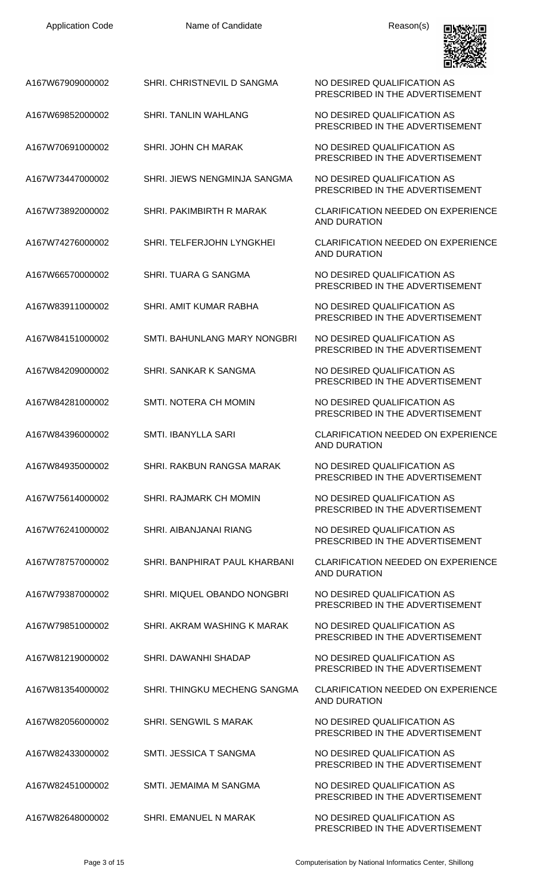| Application Code | Name of Candidate | Reason(s) |
|---|---|---|
| A167W67909000002 | SHRI. CHRISTNEVIL D SANGMA | NO DESIRED QUALIFICATION AS PRESCRIBED IN THE ADVERTISEMENT |
| A167W69852000002 | SHRI. TANLIN WAHLANG | NO DESIRED QUALIFICATION AS PRESCRIBED IN THE ADVERTISEMENT |
| A167W70691000002 | SHRI. JOHN CH MARAK | NO DESIRED QUALIFICATION AS PRESCRIBED IN THE ADVERTISEMENT |
| A167W73447000002 | SHRI. JIEWS NENGMINJA SANGMA | NO DESIRED QUALIFICATION AS PRESCRIBED IN THE ADVERTISEMENT |
| A167W73892000002 | SHRI. PAKIMBIRTH R MARAK | CLARIFICATION NEEDED ON EXPERIENCE AND DURATION |
| A167W74276000002 | SHRI. TELFERJOHN LYNGKHEI | CLARIFICATION NEEDED ON EXPERIENCE AND DURATION |
| A167W66570000002 | SHRI. TUARA G SANGMA | NO DESIRED QUALIFICATION AS PRESCRIBED IN THE ADVERTISEMENT |
| A167W83911000002 | SHRI. AMIT KUMAR RABHA | NO DESIRED QUALIFICATION AS PRESCRIBED IN THE ADVERTISEMENT |
| A167W84151000002 | SMTI. BAHUNLANG MARY NONGBRI | NO DESIRED QUALIFICATION AS PRESCRIBED IN THE ADVERTISEMENT |
| A167W84209000002 | SHRI. SANKAR K SANGMA | NO DESIRED QUALIFICATION AS PRESCRIBED IN THE ADVERTISEMENT |
| A167W84281000002 | SMTI. NOTERA CH MOMIN | NO DESIRED QUALIFICATION AS PRESCRIBED IN THE ADVERTISEMENT |
| A167W84396000002 | SMTI. IBANYLLA SARI | CLARIFICATION NEEDED ON EXPERIENCE AND DURATION |
| A167W84935000002 | SHRI. RAKBUN RANGSA MARAK | NO DESIRED QUALIFICATION AS PRESCRIBED IN THE ADVERTISEMENT |
| A167W75614000002 | SHRI. RAJMARK CH MOMIN | NO DESIRED QUALIFICATION AS PRESCRIBED IN THE ADVERTISEMENT |
| A167W76241000002 | SHRI. AIBANJANAI RIANG | NO DESIRED QUALIFICATION AS PRESCRIBED IN THE ADVERTISEMENT |
| A167W78757000002 | SHRI. BANPHIRAT PAUL KHARBANI | CLARIFICATION NEEDED ON EXPERIENCE AND DURATION |
| A167W79387000002 | SHRI. MIQUEL OBANDO NONGBRI | NO DESIRED QUALIFICATION AS PRESCRIBED IN THE ADVERTISEMENT |
| A167W79851000002 | SHRI. AKRAM WASHING K MARAK | NO DESIRED QUALIFICATION AS PRESCRIBED IN THE ADVERTISEMENT |
| A167W81219000002 | SHRI. DAWANHI SHADAP | NO DESIRED QUALIFICATION AS PRESCRIBED IN THE ADVERTISEMENT |
| A167W81354000002 | SHRI. THINGKU MECHENG SANGMA | CLARIFICATION NEEDED ON EXPERIENCE AND DURATION |
| A167W82056000002 | SHRI. SENGWIL S MARAK | NO DESIRED QUALIFICATION AS PRESCRIBED IN THE ADVERTISEMENT |
| A167W82433000002 | SMTI. JESSICA T SANGMA | NO DESIRED QUALIFICATION AS PRESCRIBED IN THE ADVERTISEMENT |
| A167W82451000002 | SMTI. JEMAIMA M SANGMA | NO DESIRED QUALIFICATION AS PRESCRIBED IN THE ADVERTISEMENT |
| A167W82648000002 | SHRI. EMANUEL N MARAK | NO DESIRED QUALIFICATION AS PRESCRIBED IN THE ADVERTISEMENT |

Computerisation by National Informatics Center, Shillong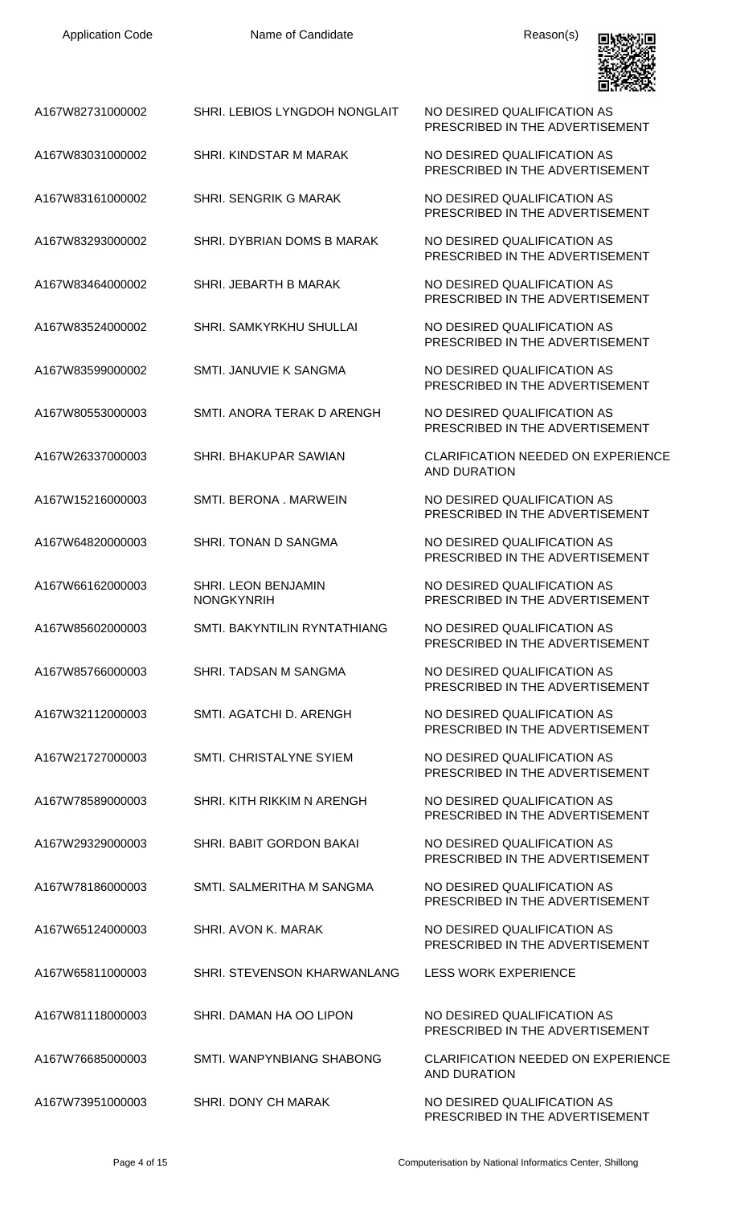| Application Code | Name of Candidate | Reason(s) |
|---|---|---|
| A167W82731000002 | SHRI. LEBIOS LYNGDOH NONGLAIT | NO DESIRED QUALIFICATION AS PRESCRIBED IN THE ADVERTISEMENT |
| A167W83031000002 | SHRI. KINDSTAR M MARAK | NO DESIRED QUALIFICATION AS PRESCRIBED IN THE ADVERTISEMENT |
| A167W83161000002 | SHRI. SENGRIK G MARAK | NO DESIRED QUALIFICATION AS PRESCRIBED IN THE ADVERTISEMENT |
| A167W83293000002 | SHRI. DYBRIAN DOMS B MARAK | NO DESIRED QUALIFICATION AS PRESCRIBED IN THE ADVERTISEMENT |
| A167W83464000002 | SHRI. JEBARTH B MARAK | NO DESIRED QUALIFICATION AS PRESCRIBED IN THE ADVERTISEMENT |
| A167W83524000002 | SHRI. SAMKYRKHU SHULLAI | NO DESIRED QUALIFICATION AS PRESCRIBED IN THE ADVERTISEMENT |
| A167W83599000002 | SMTI. JANUVIE K SANGMA | NO DESIRED QUALIFICATION AS PRESCRIBED IN THE ADVERTISEMENT |
| A167W80553000003 | SMTI. ANORA TERAK D ARENGH | NO DESIRED QUALIFICATION AS PRESCRIBED IN THE ADVERTISEMENT |
| A167W26337000003 | SHRI. BHAKUPAR SAWIAN | CLARIFICATION NEEDED ON EXPERIENCE AND DURATION |
| A167W15216000003 | SMTI. BERONA . MARWEIN | NO DESIRED QUALIFICATION AS PRESCRIBED IN THE ADVERTISEMENT |
| A167W64820000003 | SHRI. TONAN D SANGMA | NO DESIRED QUALIFICATION AS PRESCRIBED IN THE ADVERTISEMENT |
| A167W66162000003 | SHRI. LEON BENJAMIN NONGKYNRIH | NO DESIRED QUALIFICATION AS PRESCRIBED IN THE ADVERTISEMENT |
| A167W85602000003 | SMTI. BAKYNTILIN RYNTATHIANG | NO DESIRED QUALIFICATION AS PRESCRIBED IN THE ADVERTISEMENT |
| A167W85766000003 | SHRI. TADSAN M SANGMA | NO DESIRED QUALIFICATION AS PRESCRIBED IN THE ADVERTISEMENT |
| A167W32112000003 | SMTI. AGATCHI D. ARENGH | NO DESIRED QUALIFICATION AS PRESCRIBED IN THE ADVERTISEMENT |
| A167W21727000003 | SMTI. CHRISTALYNE SYIEM | NO DESIRED QUALIFICATION AS PRESCRIBED IN THE ADVERTISEMENT |
| A167W78589000003 | SHRI. KITH RIKKIM N ARENGH | NO DESIRED QUALIFICATION AS PRESCRIBED IN THE ADVERTISEMENT |
| A167W29329000003 | SHRI. BABIT GORDON BAKAI | NO DESIRED QUALIFICATION AS PRESCRIBED IN THE ADVERTISEMENT |
| A167W78186000003 | SMTI. SALMERITHA M SANGMA | NO DESIRED QUALIFICATION AS PRESCRIBED IN THE ADVERTISEMENT |
| A167W65124000003 | SHRI. AVON K. MARAK | NO DESIRED QUALIFICATION AS PRESCRIBED IN THE ADVERTISEMENT |
| A167W65811000003 | SHRI. STEVENSON KHARWANLANG | LESS WORK EXPERIENCE |
| A167W81118000003 | SHRI. DAMAN HA OO LIPON | NO DESIRED QUALIFICATION AS PRESCRIBED IN THE ADVERTISEMENT |
| A167W76685000003 | SMTI. WANPYNBIANG SHABONG | CLARIFICATION NEEDED ON EXPERIENCE AND DURATION |
| A167W73951000003 | SHRI. DONY CH MARAK | NO DESIRED QUALIFICATION AS PRESCRIBED IN THE ADVERTISEMENT |

Computerisation by National Informatics Center, Shillong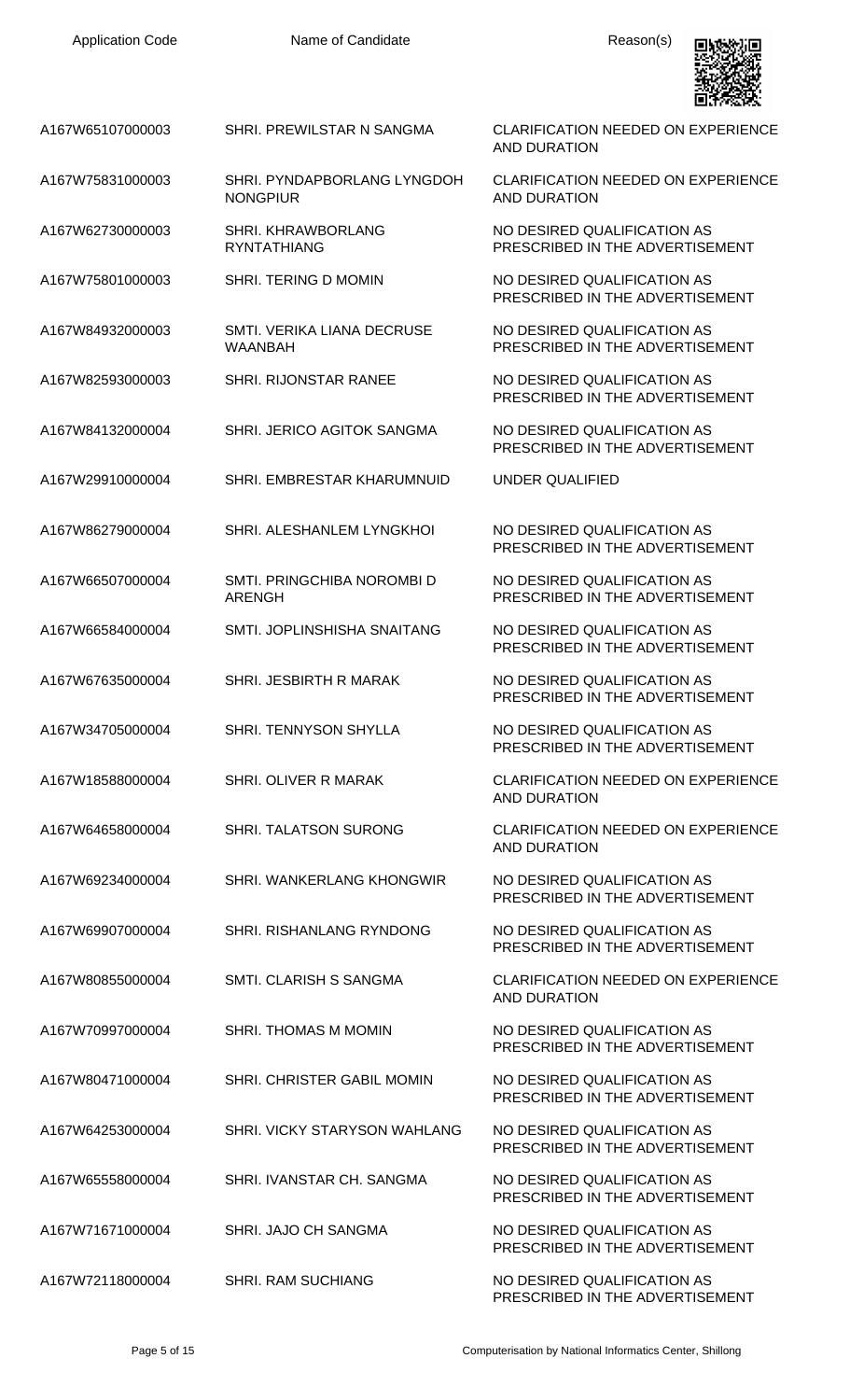| Application Code | Name of Candidate | Reason(s) |
| --- | --- | --- |
| A167W65107000003 | SHRI. PREWILSTAR N SANGMA | CLARIFICATION NEEDED ON EXPERIENCE AND DURATION |
| A167W75831000003 | SHRI. PYNDAPBORLANG LYNGDOH NONGPIUR | CLARIFICATION NEEDED ON EXPERIENCE AND DURATION |
| A167W62730000003 | SHRI. KHRAWBORLANG RYNTATHIANG | NO DESIRED QUALIFICATION AS PRESCRIBED IN THE ADVERTISEMENT |
| A167W75801000003 | SHRI. TERING D MOMIN | NO DESIRED QUALIFICATION AS PRESCRIBED IN THE ADVERTISEMENT |
| A167W84932000003 | SMTI. VERIKA LIANA DECRUSE WAANBAH | NO DESIRED QUALIFICATION AS PRESCRIBED IN THE ADVERTISEMENT |
| A167W82593000003 | SHRI. RIJONSTAR RANEE | NO DESIRED QUALIFICATION AS PRESCRIBED IN THE ADVERTISEMENT |
| A167W84132000004 | SHRI. JERICO AGITOK SANGMA | NO DESIRED QUALIFICATION AS PRESCRIBED IN THE ADVERTISEMENT |
| A167W29910000004 | SHRI. EMBRESTAR KHARUMNUID | UNDER QUALIFIED |
| A167W86279000004 | SHRI. ALESHANLEM LYNGKHOI | NO DESIRED QUALIFICATION AS PRESCRIBED IN THE ADVERTISEMENT |
| A167W66507000004 | SMTI. PRINGCHIBA NOROMBI D ARENGH | NO DESIRED QUALIFICATION AS PRESCRIBED IN THE ADVERTISEMENT |
| A167W66584000004 | SMTI. JOPLINSHISHA SNAITANG | NO DESIRED QUALIFICATION AS PRESCRIBED IN THE ADVERTISEMENT |
| A167W67635000004 | SHRI. JESBIRTH R MARAK | NO DESIRED QUALIFICATION AS PRESCRIBED IN THE ADVERTISEMENT |
| A167W34705000004 | SHRI. TENNYSON SHYLLA | NO DESIRED QUALIFICATION AS PRESCRIBED IN THE ADVERTISEMENT |
| A167W18588000004 | SHRI. OLIVER R MARAK | CLARIFICATION NEEDED ON EXPERIENCE AND DURATION |
| A167W64658000004 | SHRI. TALATSON SURONG | CLARIFICATION NEEDED ON EXPERIENCE AND DURATION |
| A167W69234000004 | SHRI. WANKERLANG KHONGWIR | NO DESIRED QUALIFICATION AS PRESCRIBED IN THE ADVERTISEMENT |
| A167W69907000004 | SHRI. RISHANLANG RYNDONG | NO DESIRED QUALIFICATION AS PRESCRIBED IN THE ADVERTISEMENT |
| A167W80855000004 | SMTI. CLARISH S SANGMA | CLARIFICATION NEEDED ON EXPERIENCE AND DURATION |
| A167W70997000004 | SHRI. THOMAS M MOMIN | NO DESIRED QUALIFICATION AS PRESCRIBED IN THE ADVERTISEMENT |
| A167W80471000004 | SHRI. CHRISTER GABIL MOMIN | NO DESIRED QUALIFICATION AS PRESCRIBED IN THE ADVERTISEMENT |
| A167W64253000004 | SHRI. VICKY STARYSON WAHLANG | NO DESIRED QUALIFICATION AS PRESCRIBED IN THE ADVERTISEMENT |
| A167W65558000004 | SHRI. IVANSTAR CH. SANGMA | NO DESIRED QUALIFICATION AS PRESCRIBED IN THE ADVERTISEMENT |
| A167W71671000004 | SHRI. JAJO CH SANGMA | NO DESIRED QUALIFICATION AS PRESCRIBED IN THE ADVERTISEMENT |
| A167W72118000004 | SHRI. RAM SUCHIANG | NO DESIRED QUALIFICATION AS PRESCRIBED IN THE ADVERTISEMENT |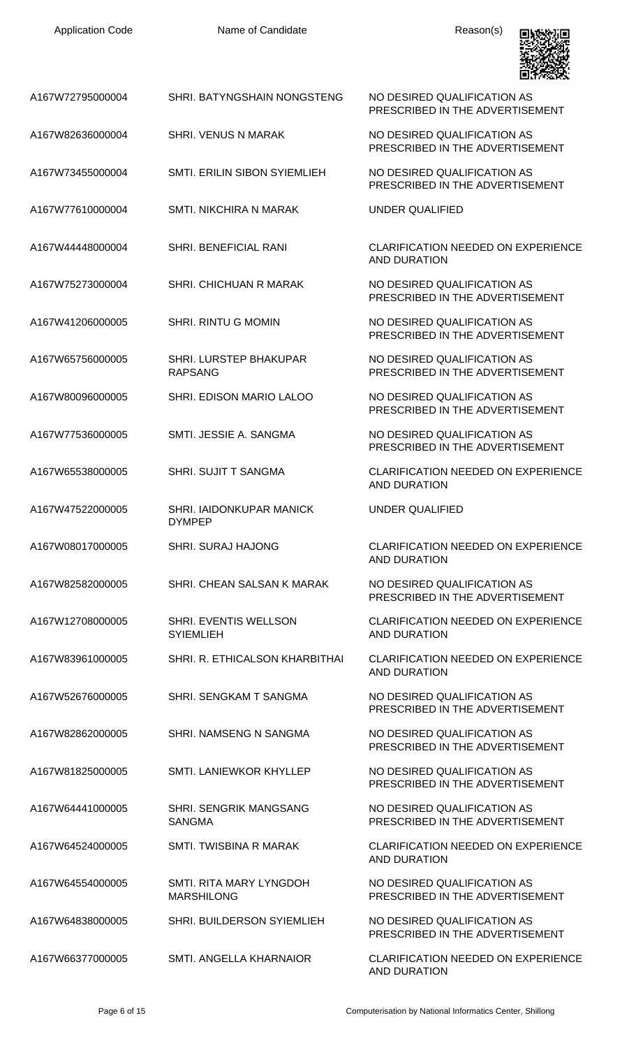| Application Code | Name of Candidate | Reason(s) |
| --- | --- | --- |
| A167W72795000004 | SHRI. BATYNGSHAIN NONGSTENG | NO DESIRED QUALIFICATION AS PRESCRIBED IN THE ADVERTISEMENT |
| A167W82636000004 | SHRI. VENUS N MARAK | NO DESIRED QUALIFICATION AS PRESCRIBED IN THE ADVERTISEMENT |
| A167W73455000004 | SMTI. ERILIN SIBON SYIEMLIEH | NO DESIRED QUALIFICATION AS PRESCRIBED IN THE ADVERTISEMENT |
| A167W77610000004 | SMTI. NIKCHIRA N MARAK | UNDER QUALIFIED |
| A167W44448000004 | SHRI. BENEFICIAL RANI | CLARIFICATION NEEDED ON EXPERIENCE AND DURATION |
| A167W75273000004 | SHRI. CHICHUAN R MARAK | NO DESIRED QUALIFICATION AS PRESCRIBED IN THE ADVERTISEMENT |
| A167W41206000005 | SHRI. RINTU G MOMIN | NO DESIRED QUALIFICATION AS PRESCRIBED IN THE ADVERTISEMENT |
| A167W65756000005 | SHRI. LURSTEP BHAKUPAR RAPSANG | NO DESIRED QUALIFICATION AS PRESCRIBED IN THE ADVERTISEMENT |
| A167W80096000005 | SHRI. EDISON MARIO LALOO | NO DESIRED QUALIFICATION AS PRESCRIBED IN THE ADVERTISEMENT |
| A167W77536000005 | SMTI. JESSIE A. SANGMA | NO DESIRED QUALIFICATION AS PRESCRIBED IN THE ADVERTISEMENT |
| A167W65538000005 | SHRI. SUJIT T SANGMA | CLARIFICATION NEEDED ON EXPERIENCE AND DURATION |
| A167W47522000005 | SHRI. IAIDONKUPAR MANICK DYMPEP | UNDER QUALIFIED |
| A167W08017000005 | SHRI. SURAJ HAJONG | CLARIFICATION NEEDED ON EXPERIENCE AND DURATION |
| A167W82582000005 | SHRI. CHEAN SALSAN K MARAK | NO DESIRED QUALIFICATION AS PRESCRIBED IN THE ADVERTISEMENT |
| A167W12708000005 | SHRI. EVENTIS WELLSON SYIEMLIEH | CLARIFICATION NEEDED ON EXPERIENCE AND DURATION |
| A167W83961000005 | SHRI. R. ETHICALSON KHARBITHAI | CLARIFICATION NEEDED ON EXPERIENCE AND DURATION |
| A167W52676000005 | SHRI. SENGKAM T SANGMA | NO DESIRED QUALIFICATION AS PRESCRIBED IN THE ADVERTISEMENT |
| A167W82862000005 | SHRI. NAMSENG N SANGMA | NO DESIRED QUALIFICATION AS PRESCRIBED IN THE ADVERTISEMENT |
| A167W81825000005 | SMTI. LANIEWKOR KHYLLEP | NO DESIRED QUALIFICATION AS PRESCRIBED IN THE ADVERTISEMENT |
| A167W64441000005 | SHRI. SENGRIK MANGSANG SANGMA | NO DESIRED QUALIFICATION AS PRESCRIBED IN THE ADVERTISEMENT |
| A167W64524000005 | SMTI. TWISBINA R MARAK | CLARIFICATION NEEDED ON EXPERIENCE AND DURATION |
| A167W64554000005 | SMTI. RITA MARY LYNGDOH MARSHILONG | NO DESIRED QUALIFICATION AS PRESCRIBED IN THE ADVERTISEMENT |
| A167W64838000005 | SHRI. BUILDERSON SYIEMLIEH | NO DESIRED QUALIFICATION AS PRESCRIBED IN THE ADVERTISEMENT |
| A167W66377000005 | SMTI. ANGELLA KHARNAIOR | CLARIFICATION NEEDED ON EXPERIENCE AND DURATION |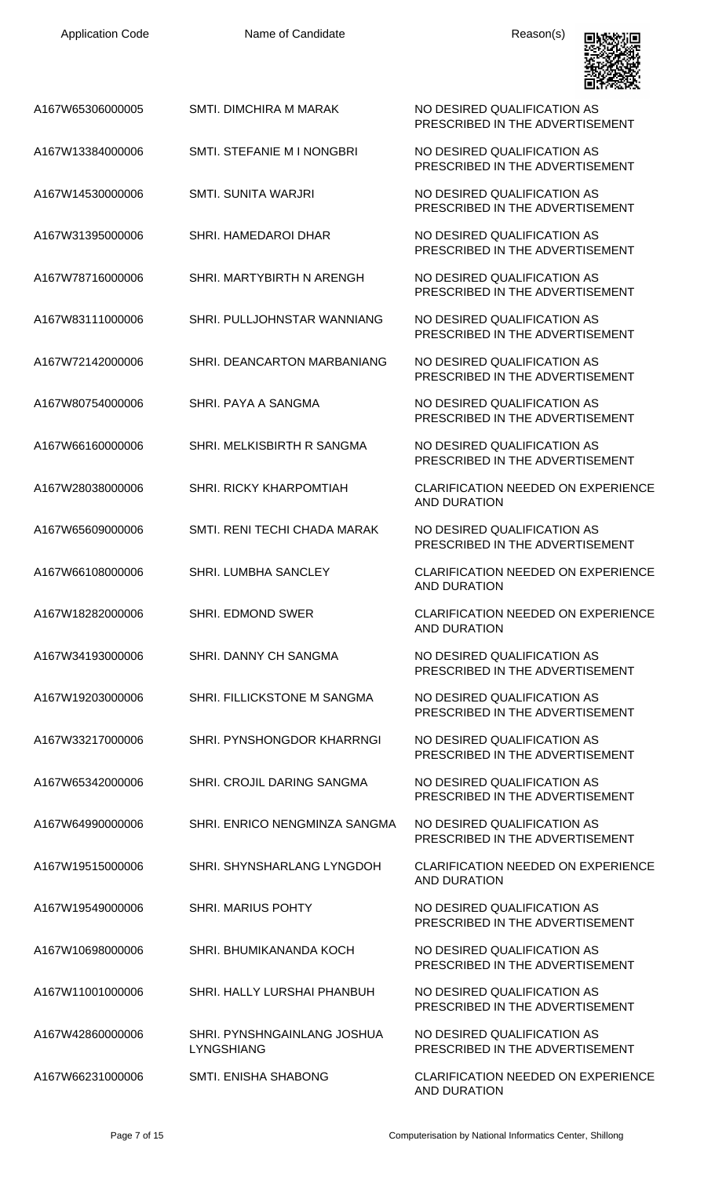| Application Code | Name of Candidate | Reason(s) |
|---|---|---|
| A167W65306000005 | SMTI. DIMCHIRA M MARAK | NO DESIRED QUALIFICATION AS PRESCRIBED IN THE ADVERTISEMENT |
| A167W13384000006 | SMTI. STEFANIE M I NONGBRI | NO DESIRED QUALIFICATION AS PRESCRIBED IN THE ADVERTISEMENT |
| A167W14530000006 | SMTI. SUNITA WARJRI | NO DESIRED QUALIFICATION AS PRESCRIBED IN THE ADVERTISEMENT |
| A167W31395000006 | SHRI. HAMEDAROI DHAR | NO DESIRED QUALIFICATION AS PRESCRIBED IN THE ADVERTISEMENT |
| A167W78716000006 | SHRI. MARTYBIRTH N ARENGH | NO DESIRED QUALIFICATION AS PRESCRIBED IN THE ADVERTISEMENT |
| A167W83111000006 | SHRI. PULLJOHNSTAR WANNIANG | NO DESIRED QUALIFICATION AS PRESCRIBED IN THE ADVERTISEMENT |
| A167W72142000006 | SHRI. DEANCARTON MARBANIANG | NO DESIRED QUALIFICATION AS PRESCRIBED IN THE ADVERTISEMENT |
| A167W80754000006 | SHRI. PAYA A SANGMA | NO DESIRED QUALIFICATION AS PRESCRIBED IN THE ADVERTISEMENT |
| A167W66160000006 | SHRI. MELKISBIRTH R SANGMA | NO DESIRED QUALIFICATION AS PRESCRIBED IN THE ADVERTISEMENT |
| A167W28038000006 | SHRI. RICKY KHARPOMTIAH | CLARIFICATION NEEDED ON EXPERIENCE AND DURATION |
| A167W65609000006 | SMTI. RENI TECHI CHADA MARAK | NO DESIRED QUALIFICATION AS PRESCRIBED IN THE ADVERTISEMENT |
| A167W66108000006 | SHRI. LUMBHA SANCLEY | CLARIFICATION NEEDED ON EXPERIENCE AND DURATION |
| A167W18282000006 | SHRI. EDMOND SWER | CLARIFICATION NEEDED ON EXPERIENCE AND DURATION |
| A167W34193000006 | SHRI. DANNY CH SANGMA | NO DESIRED QUALIFICATION AS PRESCRIBED IN THE ADVERTISEMENT |
| A167W19203000006 | SHRI. FILLICKSTONE M SANGMA | NO DESIRED QUALIFICATION AS PRESCRIBED IN THE ADVERTISEMENT |
| A167W33217000006 | SHRI. PYNSHONGDOR KHARRNGI | NO DESIRED QUALIFICATION AS PRESCRIBED IN THE ADVERTISEMENT |
| A167W65342000006 | SHRI. CROJIL DARING SANGMA | NO DESIRED QUALIFICATION AS PRESCRIBED IN THE ADVERTISEMENT |
| A167W64990000006 | SHRI. ENRICO NENGMINZA SANGMA | NO DESIRED QUALIFICATION AS PRESCRIBED IN THE ADVERTISEMENT |
| A167W19515000006 | SHRI. SHYNSHARLANG LYNGDOH | CLARIFICATION NEEDED ON EXPERIENCE AND DURATION |
| A167W19549000006 | SHRI. MARIUS POHTY | NO DESIRED QUALIFICATION AS PRESCRIBED IN THE ADVERTISEMENT |
| A167W10698000006 | SHRI. BHUMIKANANDA KOCH | NO DESIRED QUALIFICATION AS PRESCRIBED IN THE ADVERTISEMENT |
| A167W11001000006 | SHRI. HALLY LURSHAI PHANBUH | NO DESIRED QUALIFICATION AS PRESCRIBED IN THE ADVERTISEMENT |
| A167W42860000006 | SHRI. PYNSHNGAINLANG JOSHUA LYNGSHIANG | NO DESIRED QUALIFICATION AS PRESCRIBED IN THE ADVERTISEMENT |
| A167W66231000006 | SMTI. ENISHA SHABONG | CLARIFICATION NEEDED ON EXPERIENCE AND DURATION |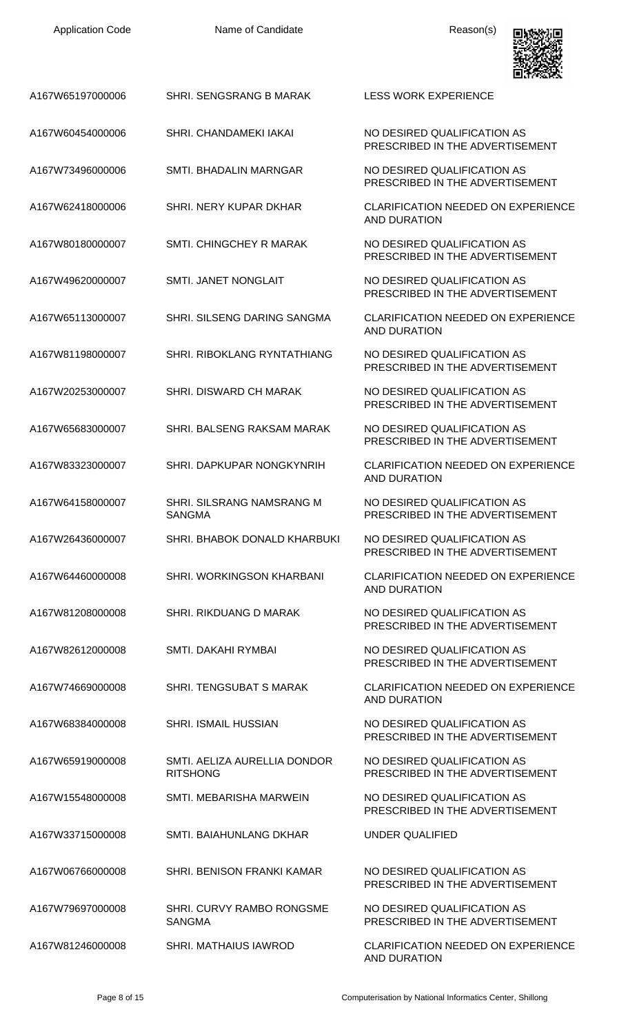| Application Code | Name of Candidate | Reason(s) |
|---|---|---|
| A167W65197000006 | SHRI. SENGSRANG B MARAK | LESS WORK EXPERIENCE |
| A167W60454000006 | SHRI. CHANDAMEKI IAKAI | NO DESIRED QUALIFICATION AS PRESCRIBED IN THE ADVERTISEMENT |
| A167W73496000006 | SMTI. BHADALIN MARNGAR | NO DESIRED QUALIFICATION AS PRESCRIBED IN THE ADVERTISEMENT |
| A167W62418000006 | SHRI. NERY KUPAR DKHAR | CLARIFICATION NEEDED ON EXPERIENCE AND DURATION |
| A167W80180000007 | SMTI. CHINGCHEY R MARAK | NO DESIRED QUALIFICATION AS PRESCRIBED IN THE ADVERTISEMENT |
| A167W49620000007 | SMTI. JANET NONGLAIT | NO DESIRED QUALIFICATION AS PRESCRIBED IN THE ADVERTISEMENT |
| A167W65113000007 | SHRI. SILSENG DARING SANGMA | CLARIFICATION NEEDED ON EXPERIENCE AND DURATION |
| A167W81198000007 | SHRI. RIBOKLANG RYNTATHIANG | NO DESIRED QUALIFICATION AS PRESCRIBED IN THE ADVERTISEMENT |
| A167W20253000007 | SHRI. DISWARD CH MARAK | NO DESIRED QUALIFICATION AS PRESCRIBED IN THE ADVERTISEMENT |
| A167W65683000007 | SHRI. BALSENG RAKSAM MARAK | NO DESIRED QUALIFICATION AS PRESCRIBED IN THE ADVERTISEMENT |
| A167W83323000007 | SHRI. DAPKUPAR NONGKYNRIH | CLARIFICATION NEEDED ON EXPERIENCE AND DURATION |
| A167W64158000007 | SHRI. SILSRANG NAMSRANG M SANGMA | NO DESIRED QUALIFICATION AS PRESCRIBED IN THE ADVERTISEMENT |
| A167W26436000007 | SHRI. BHABOK DONALD KHARBUKI | NO DESIRED QUALIFICATION AS PRESCRIBED IN THE ADVERTISEMENT |
| A167W64460000008 | SHRI. WORKINGSON KHARBANI | CLARIFICATION NEEDED ON EXPERIENCE AND DURATION |
| A167W81208000008 | SHRI. RIKDUANG D MARAK | NO DESIRED QUALIFICATION AS PRESCRIBED IN THE ADVERTISEMENT |
| A167W82612000008 | SMTI. DAKAHI RYMBAI | NO DESIRED QUALIFICATION AS PRESCRIBED IN THE ADVERTISEMENT |
| A167W74669000008 | SHRI. TENGSUBAT S MARAK | CLARIFICATION NEEDED ON EXPERIENCE AND DURATION |
| A167W68384000008 | SHRI. ISMAIL HUSSIAN | NO DESIRED QUALIFICATION AS PRESCRIBED IN THE ADVERTISEMENT |
| A167W65919000008 | SMTI. AELIZA AURELLIA DONDOR RITSHONG | NO DESIRED QUALIFICATION AS PRESCRIBED IN THE ADVERTISEMENT |
| A167W15548000008 | SMTI. MEBARISHA MARWEIN | NO DESIRED QUALIFICATION AS PRESCRIBED IN THE ADVERTISEMENT |
| A167W33715000008 | SMTI. BAIAHUNLANG DKHAR | UNDER QUALIFIED |
| A167W06766000008 | SHRI. BENISON FRANKI KAMAR | NO DESIRED QUALIFICATION AS PRESCRIBED IN THE ADVERTISEMENT |
| A167W79697000008 | SHRI. CURVY RAMBO RONGSME SANGMA | NO DESIRED QUALIFICATION AS PRESCRIBED IN THE ADVERTISEMENT |
| A167W81246000008 | SHRI. MATHAIUS IAWROD | CLARIFICATION NEEDED ON EXPERIENCE AND DURATION |

Computerisation by National Informatics Center, Shillong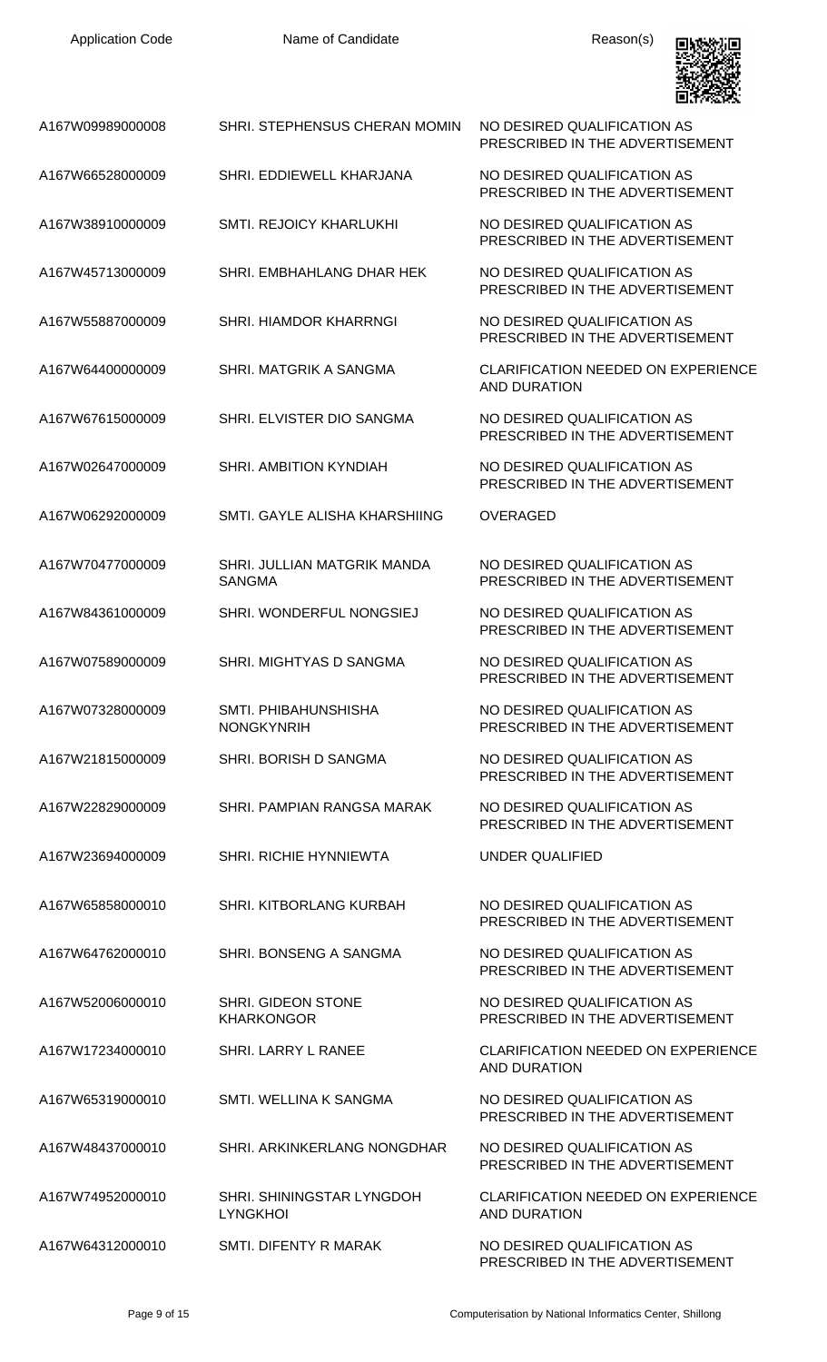| Application Code | Name of Candidate | Reason(s) |
| --- | --- | --- |
| A167W09989000008 | SHRI. STEPHENSUS CHERAN MOMIN | NO DESIRED QUALIFICATION AS PRESCRIBED IN THE ADVERTISEMENT |
| A167W66528000009 | SHRI. EDDIEWELL KHARJANA | NO DESIRED QUALIFICATION AS PRESCRIBED IN THE ADVERTISEMENT |
| A167W38910000009 | SMTI. REJOICY KHARLUKHI | NO DESIRED QUALIFICATION AS PRESCRIBED IN THE ADVERTISEMENT |
| A167W45713000009 | SHRI. EMBHAHLANG DHAR HEK | NO DESIRED QUALIFICATION AS PRESCRIBED IN THE ADVERTISEMENT |
| A167W55887000009 | SHRI. HIAMDOR KHARRNGI | NO DESIRED QUALIFICATION AS PRESCRIBED IN THE ADVERTISEMENT |
| A167W64400000009 | SHRI. MATGRIK A SANGMA | CLARIFICATION NEEDED ON EXPERIENCE AND DURATION |
| A167W67615000009 | SHRI. ELVISTER DIO SANGMA | NO DESIRED QUALIFICATION AS PRESCRIBED IN THE ADVERTISEMENT |
| A167W02647000009 | SHRI. AMBITION KYNDIAH | NO DESIRED QUALIFICATION AS PRESCRIBED IN THE ADVERTISEMENT |
| A167W06292000009 | SMTI. GAYLE ALISHA KHARSHIING | OVERAGED |
| A167W70477000009 | SHRI. JULLIAN MATGRIK MANDA SANGMA | NO DESIRED QUALIFICATION AS PRESCRIBED IN THE ADVERTISEMENT |
| A167W84361000009 | SHRI. WONDERFUL NONGSIEJ | NO DESIRED QUALIFICATION AS PRESCRIBED IN THE ADVERTISEMENT |
| A167W07589000009 | SHRI. MIGHTYAS D SANGMA | NO DESIRED QUALIFICATION AS PRESCRIBED IN THE ADVERTISEMENT |
| A167W07328000009 | SMTI. PHIBAHUNSHISHA NONGKYNRIH | NO DESIRED QUALIFICATION AS PRESCRIBED IN THE ADVERTISEMENT |
| A167W21815000009 | SHRI. BORISH D SANGMA | NO DESIRED QUALIFICATION AS PRESCRIBED IN THE ADVERTISEMENT |
| A167W22829000009 | SHRI. PAMPIAN RANGSA MARAK | NO DESIRED QUALIFICATION AS PRESCRIBED IN THE ADVERTISEMENT |
| A167W23694000009 | SHRI. RICHIE HYNNIEWTA | UNDER QUALIFIED |
| A167W65858000010 | SHRI. KITBORLANG KURBAH | NO DESIRED QUALIFICATION AS PRESCRIBED IN THE ADVERTISEMENT |
| A167W64762000010 | SHRI. BONSENG A SANGMA | NO DESIRED QUALIFICATION AS PRESCRIBED IN THE ADVERTISEMENT |
| A167W52006000010 | SHRI. GIDEON STONE KHARKONGOR | NO DESIRED QUALIFICATION AS PRESCRIBED IN THE ADVERTISEMENT |
| A167W17234000010 | SHRI. LARRY L RANEE | CLARIFICATION NEEDED ON EXPERIENCE AND DURATION |
| A167W65319000010 | SMTI. WELLINA K SANGMA | NO DESIRED QUALIFICATION AS PRESCRIBED IN THE ADVERTISEMENT |
| A167W48437000010 | SHRI. ARKINKERLANG NONGDHAR | NO DESIRED QUALIFICATION AS PRESCRIBED IN THE ADVERTISEMENT |
| A167W74952000010 | SHRI. SHININGSTAR LYNGDOH LYNGKHOI | CLARIFICATION NEEDED ON EXPERIENCE AND DURATION |
| A167W64312000010 | SMTI. DIFENTY R MARAK | NO DESIRED QUALIFICATION AS PRESCRIBED IN THE ADVERTISEMENT |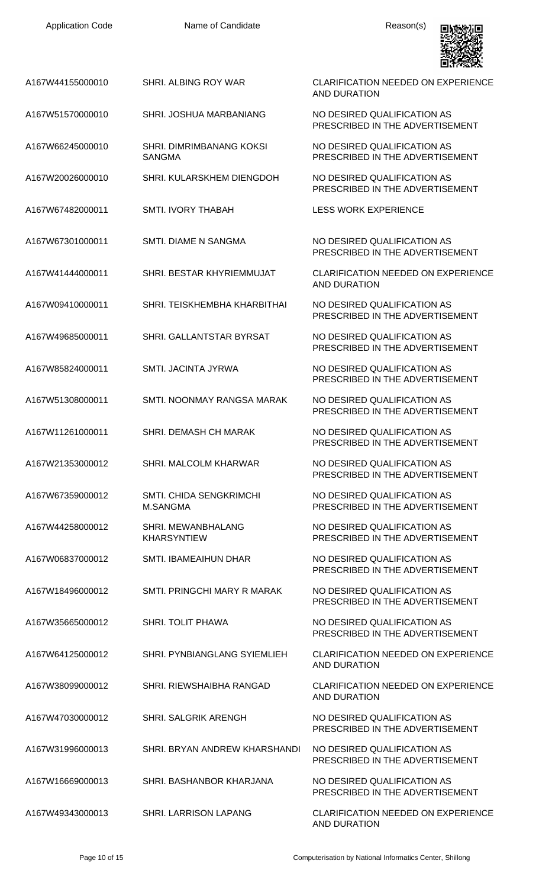| Application Code | Name of Candidate | Reason(s) |
|---|---|---|
| A167W44155000010 | SHRI. ALBING ROY WAR | CLARIFICATION NEEDED ON EXPERIENCE AND DURATION |
| A167W51570000010 | SHRI. JOSHUA MARBANIANG | NO DESIRED QUALIFICATION AS PRESCRIBED IN THE ADVERTISEMENT |
| A167W66245000010 | SHRI. DIMRIMBANANG KOKSI SANGMA | NO DESIRED QUALIFICATION AS PRESCRIBED IN THE ADVERTISEMENT |
| A167W20026000010 | SHRI. KULARSKHEM DIENGDOH | NO DESIRED QUALIFICATION AS PRESCRIBED IN THE ADVERTISEMENT |
| A167W67482000011 | SMTI. IVORY THABAH | LESS WORK EXPERIENCE |
| A167W67301000011 | SMTI. DIAME N SANGMA | NO DESIRED QUALIFICATION AS PRESCRIBED IN THE ADVERTISEMENT |
| A167W41444000011 | SHRI. BESTAR KHYRIEMMUJAT | CLARIFICATION NEEDED ON EXPERIENCE AND DURATION |
| A167W09410000011 | SHRI. TEISKHEMBHA KHARBITHAI | NO DESIRED QUALIFICATION AS PRESCRIBED IN THE ADVERTISEMENT |
| A167W49685000011 | SHRI. GALLANTSTAR BYRSAT | NO DESIRED QUALIFICATION AS PRESCRIBED IN THE ADVERTISEMENT |
| A167W85824000011 | SMTI. JACINTA JYRWA | NO DESIRED QUALIFICATION AS PRESCRIBED IN THE ADVERTISEMENT |
| A167W51308000011 | SMTI. NOONMAY RANGSA MARAK | NO DESIRED QUALIFICATION AS PRESCRIBED IN THE ADVERTISEMENT |
| A167W11261000011 | SHRI. DEMASH CH MARAK | NO DESIRED QUALIFICATION AS PRESCRIBED IN THE ADVERTISEMENT |
| A167W21353000012 | SHRI. MALCOLM KHARWAR | NO DESIRED QUALIFICATION AS PRESCRIBED IN THE ADVERTISEMENT |
| A167W67359000012 | SMTI. CHIDA SENGKRIMCHI M.SANGMA | NO DESIRED QUALIFICATION AS PRESCRIBED IN THE ADVERTISEMENT |
| A167W44258000012 | SHRI. MEWANBHALANG KHARSYNTIEW | NO DESIRED QUALIFICATION AS PRESCRIBED IN THE ADVERTISEMENT |
| A167W06837000012 | SMTI. IBAMEAIHUN DHAR | NO DESIRED QUALIFICATION AS PRESCRIBED IN THE ADVERTISEMENT |
| A167W18496000012 | SMTI. PRINGCHI MARY R MARAK | NO DESIRED QUALIFICATION AS PRESCRIBED IN THE ADVERTISEMENT |
| A167W35665000012 | SHRI. TOLIT PHAWA | NO DESIRED QUALIFICATION AS PRESCRIBED IN THE ADVERTISEMENT |
| A167W64125000012 | SHRI. PYNBIANGLANG SYIEMLIEH | CLARIFICATION NEEDED ON EXPERIENCE AND DURATION |
| A167W38099000012 | SHRI. RIEWSHAIBHA RANGAD | CLARIFICATION NEEDED ON EXPERIENCE AND DURATION |
| A167W47030000012 | SHRI. SALGRIK ARENGH | NO DESIRED QUALIFICATION AS PRESCRIBED IN THE ADVERTISEMENT |
| A167W31996000013 | SHRI. BRYAN ANDREW KHARSHANDI | NO DESIRED QUALIFICATION AS PRESCRIBED IN THE ADVERTISEMENT |
| A167W16669000013 | SHRI. BASHANBOR KHARJANA | NO DESIRED QUALIFICATION AS PRESCRIBED IN THE ADVERTISEMENT |
| A167W49343000013 | SHRI. LARRISON LAPANG | CLARIFICATION NEEDED ON EXPERIENCE AND DURATION |

Computerisation by National Informatics Center, Shillong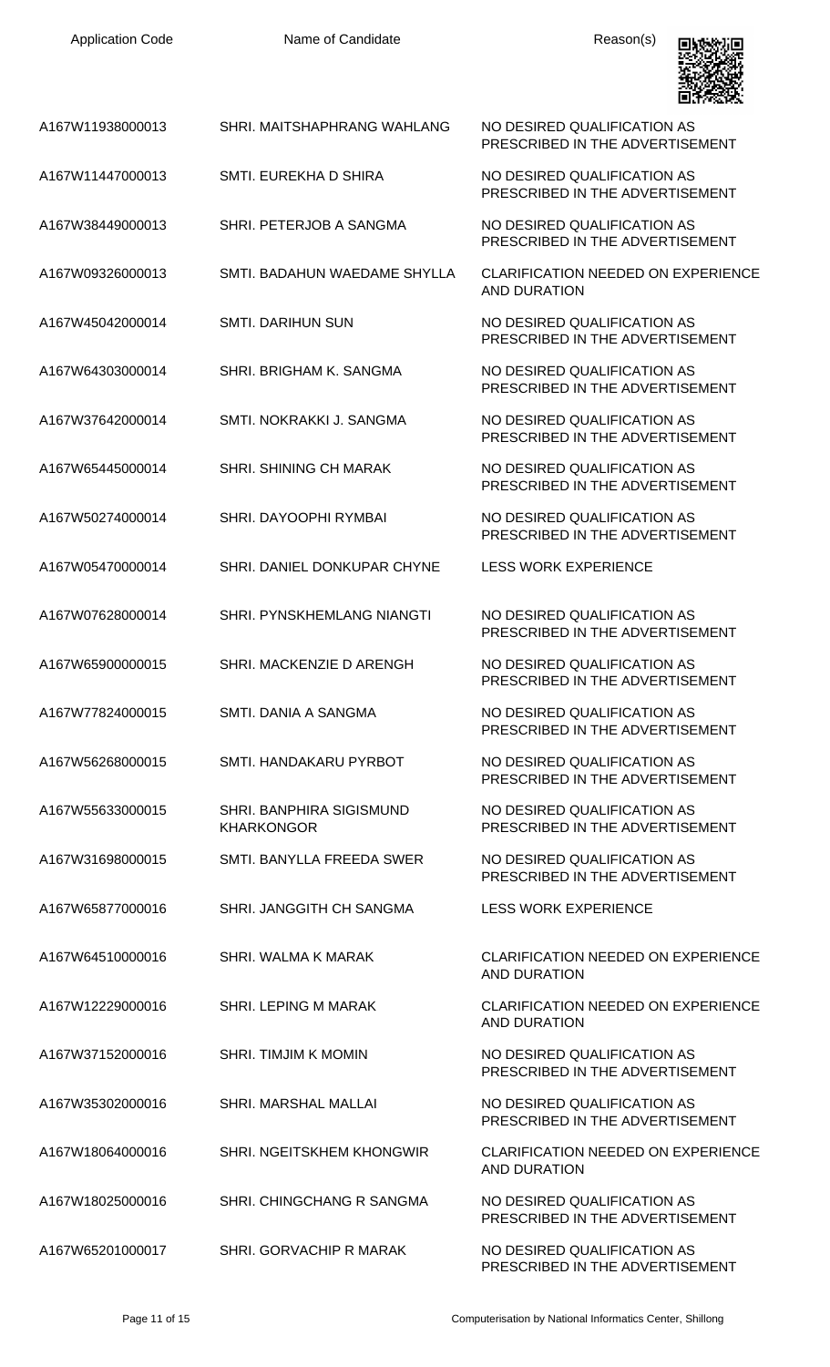| Application Code | Name of Candidate | Reason(s) |
| --- | --- | --- |
| A167W11938000013 | SHRI. MAITSHAPHRANG WAHLANG | NO DESIRED QUALIFICATION AS PRESCRIBED IN THE ADVERTISEMENT |
| A167W11447000013 | SMTI. EUREKHA D SHIRA | NO DESIRED QUALIFICATION AS PRESCRIBED IN THE ADVERTISEMENT |
| A167W38449000013 | SHRI. PETERJOB A SANGMA | NO DESIRED QUALIFICATION AS PRESCRIBED IN THE ADVERTISEMENT |
| A167W09326000013 | SMTI. BADAHUN WAEDAME SHYLLA | CLARIFICATION NEEDED ON EXPERIENCE AND DURATION |
| A167W45042000014 | SMTI. DARIHUN SUN | NO DESIRED QUALIFICATION AS PRESCRIBED IN THE ADVERTISEMENT |
| A167W64303000014 | SHRI. BRIGHAM K. SANGMA | NO DESIRED QUALIFICATION AS PRESCRIBED IN THE ADVERTISEMENT |
| A167W37642000014 | SMTI. NOKRAKKI J. SANGMA | NO DESIRED QUALIFICATION AS PRESCRIBED IN THE ADVERTISEMENT |
| A167W65445000014 | SHRI. SHINING CH MARAK | NO DESIRED QUALIFICATION AS PRESCRIBED IN THE ADVERTISEMENT |
| A167W50274000014 | SHRI. DAYOOPHI RYMBAI | NO DESIRED QUALIFICATION AS PRESCRIBED IN THE ADVERTISEMENT |
| A167W05470000014 | SHRI. DANIEL DONKUPAR CHYNE | LESS WORK EXPERIENCE |
| A167W07628000014 | SHRI. PYNSKHEMLANG NIANGTI | NO DESIRED QUALIFICATION AS PRESCRIBED IN THE ADVERTISEMENT |
| A167W65900000015 | SHRI. MACKENZIE D ARENGH | NO DESIRED QUALIFICATION AS PRESCRIBED IN THE ADVERTISEMENT |
| A167W77824000015 | SMTI. DANIA A SANGMA | NO DESIRED QUALIFICATION AS PRESCRIBED IN THE ADVERTISEMENT |
| A167W56268000015 | SMTI. HANDAKARU PYRBOT | NO DESIRED QUALIFICATION AS PRESCRIBED IN THE ADVERTISEMENT |
| A167W55633000015 | SHRI. BANPHIRA SIGISMUND KHARKONGOR | NO DESIRED QUALIFICATION AS PRESCRIBED IN THE ADVERTISEMENT |
| A167W31698000015 | SMTI. BANYLLA FREEDA SWER | NO DESIRED QUALIFICATION AS PRESCRIBED IN THE ADVERTISEMENT |
| A167W65877000016 | SHRI. JANGGITH CH SANGMA | LESS WORK EXPERIENCE |
| A167W64510000016 | SHRI. WALMA K MARAK | CLARIFICATION NEEDED ON EXPERIENCE AND DURATION |
| A167W12229000016 | SHRI. LEPING M MARAK | CLARIFICATION NEEDED ON EXPERIENCE AND DURATION |
| A167W37152000016 | SHRI. TIMJIM K MOMIN | NO DESIRED QUALIFICATION AS PRESCRIBED IN THE ADVERTISEMENT |
| A167W35302000016 | SHRI. MARSHAL MALLAI | NO DESIRED QUALIFICATION AS PRESCRIBED IN THE ADVERTISEMENT |
| A167W18064000016 | SHRI. NGEITSKHEM KHONGWIR | CLARIFICATION NEEDED ON EXPERIENCE AND DURATION |
| A167W18025000016 | SHRI. CHINGCHANG R SANGMA | NO DESIRED QUALIFICATION AS PRESCRIBED IN THE ADVERTISEMENT |
| A167W65201000017 | SHRI. GORVACHIP R MARAK | NO DESIRED QUALIFICATION AS PRESCRIBED IN THE ADVERTISEMENT |

Computerisation by National Informatics Center, Shillong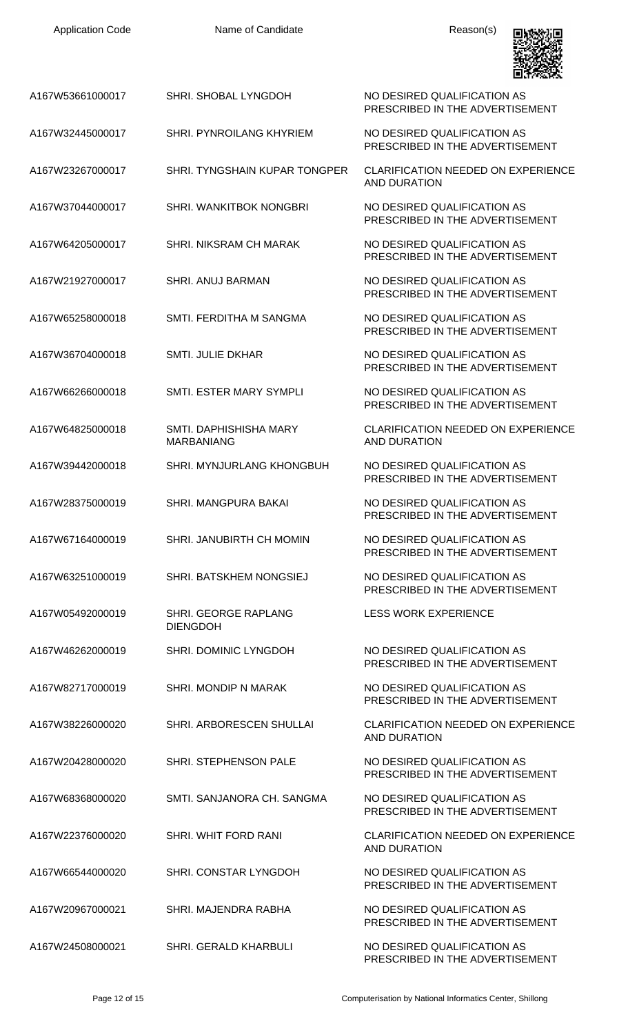| Application Code | Name of Candidate | Reason(s) |
| --- | --- | --- |
| A167W53661000017 | SHRI. SHOBAL LYNGDOH | NO DESIRED QUALIFICATION AS PRESCRIBED IN THE ADVERTISEMENT |
| A167W32445000017 | SHRI. PYNROILANG KHYRIEM | NO DESIRED QUALIFICATION AS PRESCRIBED IN THE ADVERTISEMENT |
| A167W23267000017 | SHRI. TYNGSHAIN KUPAR TONGPER | CLARIFICATION NEEDED ON EXPERIENCE AND DURATION |
| A167W37044000017 | SHRI. WANKITBOK NONGBRI | NO DESIRED QUALIFICATION AS PRESCRIBED IN THE ADVERTISEMENT |
| A167W64205000017 | SHRI. NIKSRAM CH MARAK | NO DESIRED QUALIFICATION AS PRESCRIBED IN THE ADVERTISEMENT |
| A167W21927000017 | SHRI. ANUJ BARMAN | NO DESIRED QUALIFICATION AS PRESCRIBED IN THE ADVERTISEMENT |
| A167W65258000018 | SMTI. FERDITHA M SANGMA | NO DESIRED QUALIFICATION AS PRESCRIBED IN THE ADVERTISEMENT |
| A167W36704000018 | SMTI. JULIE DKHAR | NO DESIRED QUALIFICATION AS PRESCRIBED IN THE ADVERTISEMENT |
| A167W66266000018 | SMTI. ESTER MARY SYMPLI | NO DESIRED QUALIFICATION AS PRESCRIBED IN THE ADVERTISEMENT |
| A167W64825000018 | SMTI. DAPHISHISHA MARY MARBANIANG | CLARIFICATION NEEDED ON EXPERIENCE AND DURATION |
| A167W39442000018 | SHRI. MYNJURLANG KHONGBUH | NO DESIRED QUALIFICATION AS PRESCRIBED IN THE ADVERTISEMENT |
| A167W28375000019 | SHRI. MANGPURA BAKAI | NO DESIRED QUALIFICATION AS PRESCRIBED IN THE ADVERTISEMENT |
| A167W67164000019 | SHRI. JANUBIRTH CH MOMIN | NO DESIRED QUALIFICATION AS PRESCRIBED IN THE ADVERTISEMENT |
| A167W63251000019 | SHRI. BATSKHEM NONGSIEJ | NO DESIRED QUALIFICATION AS PRESCRIBED IN THE ADVERTISEMENT |
| A167W05492000019 | SHRI. GEORGE RAPLANG DIENGDOH | LESS WORK EXPERIENCE |
| A167W46262000019 | SHRI. DOMINIC LYNGDOH | NO DESIRED QUALIFICATION AS PRESCRIBED IN THE ADVERTISEMENT |
| A167W82717000019 | SHRI. MONDIP N MARAK | NO DESIRED QUALIFICATION AS PRESCRIBED IN THE ADVERTISEMENT |
| A167W38226000020 | SHRI. ARBORESCEN SHULLAI | CLARIFICATION NEEDED ON EXPERIENCE AND DURATION |
| A167W20428000020 | SHRI. STEPHENSON PALE | NO DESIRED QUALIFICATION AS PRESCRIBED IN THE ADVERTISEMENT |
| A167W68368000020 | SMTI. SANJANORA CH. SANGMA | NO DESIRED QUALIFICATION AS PRESCRIBED IN THE ADVERTISEMENT |
| A167W22376000020 | SHRI. WHIT FORD RANI | CLARIFICATION NEEDED ON EXPERIENCE AND DURATION |
| A167W66544000020 | SHRI. CONSTAR LYNGDOH | NO DESIRED QUALIFICATION AS PRESCRIBED IN THE ADVERTISEMENT |
| A167W20967000021 | SHRI. MAJENDRA RABHA | NO DESIRED QUALIFICATION AS PRESCRIBED IN THE ADVERTISEMENT |
| A167W24508000021 | SHRI. GERALD KHARBULI | NO DESIRED QUALIFICATION AS PRESCRIBED IN THE ADVERTISEMENT |

Computerisation by National Informatics Center, Shillong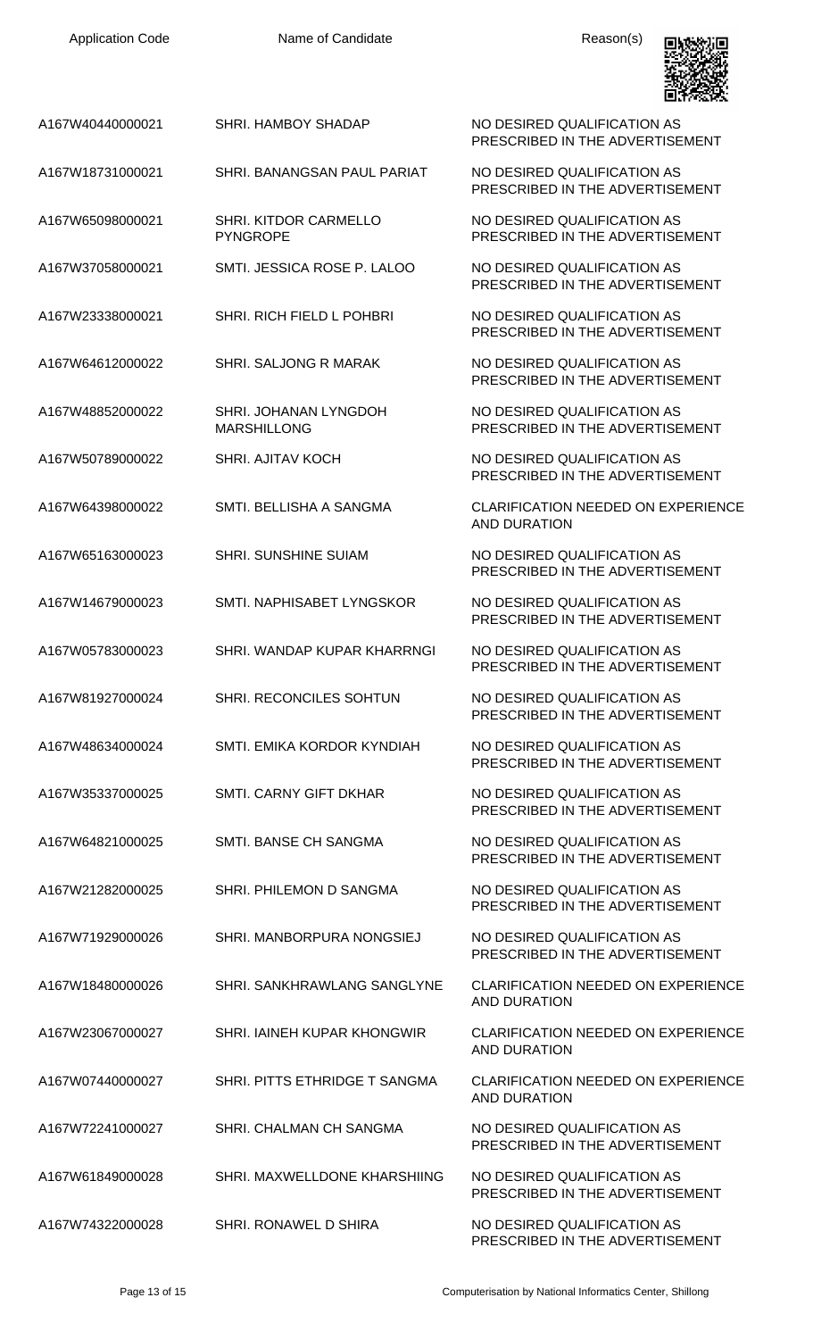| Application Code | Name of Candidate | Reason(s) |
| --- | --- | --- |
| A167W40440000021 | SHRI. HAMBOY SHADAP | NO DESIRED QUALIFICATION AS PRESCRIBED IN THE ADVERTISEMENT |
| A167W18731000021 | SHRI. BANANGSAN PAUL PARIAT | NO DESIRED QUALIFICATION AS PRESCRIBED IN THE ADVERTISEMENT |
| A167W65098000021 | SHRI. KITDOR CARMELLO PYNGROPE | NO DESIRED QUALIFICATION AS PRESCRIBED IN THE ADVERTISEMENT |
| A167W37058000021 | SMTI. JESSICA ROSE P. LALOO | NO DESIRED QUALIFICATION AS PRESCRIBED IN THE ADVERTISEMENT |
| A167W23338000021 | SHRI. RICH FIELD L POHBRI | NO DESIRED QUALIFICATION AS PRESCRIBED IN THE ADVERTISEMENT |
| A167W64612000022 | SHRI. SALJONG R MARAK | NO DESIRED QUALIFICATION AS PRESCRIBED IN THE ADVERTISEMENT |
| A167W48852000022 | SHRI. JOHANAN LYNGDOH MARSHILLONG | NO DESIRED QUALIFICATION AS PRESCRIBED IN THE ADVERTISEMENT |
| A167W50789000022 | SHRI. AJITAV KOCH | NO DESIRED QUALIFICATION AS PRESCRIBED IN THE ADVERTISEMENT |
| A167W64398000022 | SMTI. BELLISHA A SANGMA | CLARIFICATION NEEDED ON EXPERIENCE AND DURATION |
| A167W65163000023 | SHRI. SUNSHINE SUIAM | NO DESIRED QUALIFICATION AS PRESCRIBED IN THE ADVERTISEMENT |
| A167W14679000023 | SMTI. NAPHISABET LYNGSKOR | NO DESIRED QUALIFICATION AS PRESCRIBED IN THE ADVERTISEMENT |
| A167W05783000023 | SHRI. WANDAP KUPAR KHARRNGI | NO DESIRED QUALIFICATION AS PRESCRIBED IN THE ADVERTISEMENT |
| A167W81927000024 | SHRI. RECONCILES SOHTUN | NO DESIRED QUALIFICATION AS PRESCRIBED IN THE ADVERTISEMENT |
| A167W48634000024 | SMTI. EMIKA KORDOR KYNDIAH | NO DESIRED QUALIFICATION AS PRESCRIBED IN THE ADVERTISEMENT |
| A167W35337000025 | SMTI. CARNY GIFT DKHAR | NO DESIRED QUALIFICATION AS PRESCRIBED IN THE ADVERTISEMENT |
| A167W64821000025 | SMTI. BANSE CH SANGMA | NO DESIRED QUALIFICATION AS PRESCRIBED IN THE ADVERTISEMENT |
| A167W21282000025 | SHRI. PHILEMON D SANGMA | NO DESIRED QUALIFICATION AS PRESCRIBED IN THE ADVERTISEMENT |
| A167W71929000026 | SHRI. MANBORPURA NONGSIEJ | NO DESIRED QUALIFICATION AS PRESCRIBED IN THE ADVERTISEMENT |
| A167W18480000026 | SHRI. SANKHRAWLANG SANGLYNE | CLARIFICATION NEEDED ON EXPERIENCE AND DURATION |
| A167W23067000027 | SHRI. IAINEH KUPAR KHONGWIR | CLARIFICATION NEEDED ON EXPERIENCE AND DURATION |
| A167W07440000027 | SHRI. PITTS ETHRIDGE T SANGMA | CLARIFICATION NEEDED ON EXPERIENCE AND DURATION |
| A167W72241000027 | SHRI. CHALMAN CH SANGMA | NO DESIRED QUALIFICATION AS PRESCRIBED IN THE ADVERTISEMENT |
| A167W61849000028 | SHRI. MAXWELLDONE KHARSHIING | NO DESIRED QUALIFICATION AS PRESCRIBED IN THE ADVERTISEMENT |
| A167W74322000028 | SHRI. RONAWEL D SHIRA | NO DESIRED QUALIFICATION AS PRESCRIBED IN THE ADVERTISEMENT |

Computerisation by National Informatics Center, Shillong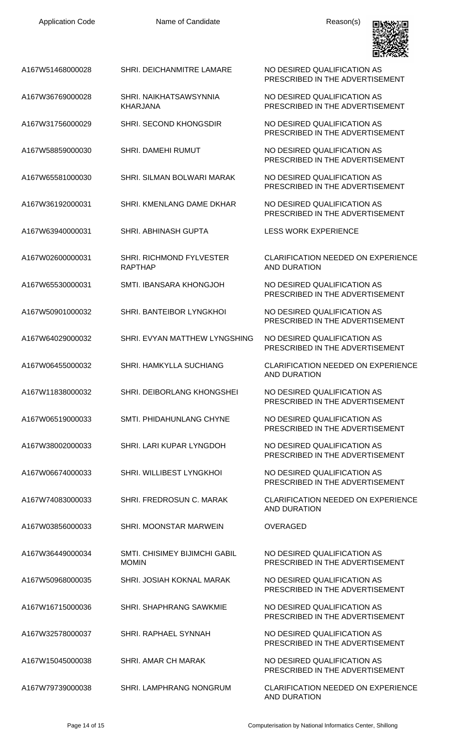| Application Code | Name of Candidate | Reason(s) |
|---|---|---|
| A167W51468000028 | SHRI. DEICHANMITRE LAMARE | NO DESIRED QUALIFICATION AS PRESCRIBED IN THE ADVERTISEMENT |
| A167W36769000028 | SHRI. NAIKHATSAWSYNNIA KHARJANA | NO DESIRED QUALIFICATION AS PRESCRIBED IN THE ADVERTISEMENT |
| A167W31756000029 | SHRI. SECOND KHONGSDIR | NO DESIRED QUALIFICATION AS PRESCRIBED IN THE ADVERTISEMENT |
| A167W58859000030 | SHRI. DAMEHI RUMUT | NO DESIRED QUALIFICATION AS PRESCRIBED IN THE ADVERTISEMENT |
| A167W65581000030 | SHRI. SILMAN BOLWARI MARAK | NO DESIRED QUALIFICATION AS PRESCRIBED IN THE ADVERTISEMENT |
| A167W36192000031 | SHRI. KMENLANG DAME DKHAR | NO DESIRED QUALIFICATION AS PRESCRIBED IN THE ADVERTISEMENT |
| A167W63940000031 | SHRI. ABHINASH GUPTA | LESS WORK EXPERIENCE |
| A167W02600000031 | SHRI. RICHMOND FYLVESTER RAPTHAP | CLARIFICATION NEEDED ON EXPERIENCE AND DURATION |
| A167W65530000031 | SMTI. IBANSARA KHONGJOH | NO DESIRED QUALIFICATION AS PRESCRIBED IN THE ADVERTISEMENT |
| A167W50901000032 | SHRI. BANTEIBOR LYNGKHOI | NO DESIRED QUALIFICATION AS PRESCRIBED IN THE ADVERTISEMENT |
| A167W64029000032 | SHRI. EVYAN MATTHEW LYNGSHING | NO DESIRED QUALIFICATION AS PRESCRIBED IN THE ADVERTISEMENT |
| A167W06455000032 | SHRI. HAMKYLLA SUCHIANG | CLARIFICATION NEEDED ON EXPERIENCE AND DURATION |
| A167W11838000032 | SHRI. DEIBORLANG KHONGSHEI | NO DESIRED QUALIFICATION AS PRESCRIBED IN THE ADVERTISEMENT |
| A167W06519000033 | SMTI. PHIDAHUNLANG CHYNE | NO DESIRED QUALIFICATION AS PRESCRIBED IN THE ADVERTISEMENT |
| A167W38002000033 | SHRI. LARI KUPAR LYNGDOH | NO DESIRED QUALIFICATION AS PRESCRIBED IN THE ADVERTISEMENT |
| A167W06674000033 | SHRI. WILLIBEST LYNGKHOI | NO DESIRED QUALIFICATION AS PRESCRIBED IN THE ADVERTISEMENT |
| A167W74083000033 | SHRI. FREDROSUN C. MARAK | CLARIFICATION NEEDED ON EXPERIENCE AND DURATION |
| A167W03856000033 | SHRI. MOONSTAR MARWEIN | OVERAGED |
| A167W36449000034 | SMTI. CHISIMEY BIJIMCHI GABIL MOMIN | NO DESIRED QUALIFICATION AS PRESCRIBED IN THE ADVERTISEMENT |
| A167W50968000035 | SHRI. JOSIAH KOKNAL MARAK | NO DESIRED QUALIFICATION AS PRESCRIBED IN THE ADVERTISEMENT |
| A167W16715000036 | SHRI. SHAPHRANG SAWKMIE | NO DESIRED QUALIFICATION AS PRESCRIBED IN THE ADVERTISEMENT |
| A167W32578000037 | SHRI. RAPHAEL SYNNAH | NO DESIRED QUALIFICATION AS PRESCRIBED IN THE ADVERTISEMENT |
| A167W15045000038 | SHRI. AMAR CH MARAK | NO DESIRED QUALIFICATION AS PRESCRIBED IN THE ADVERTISEMENT |
| A167W79739000038 | SHRI. LAMPHRANG NONGRUM | CLARIFICATION NEEDED ON EXPERIENCE AND DURATION |

Computerisation by National Informatics Center, Shillong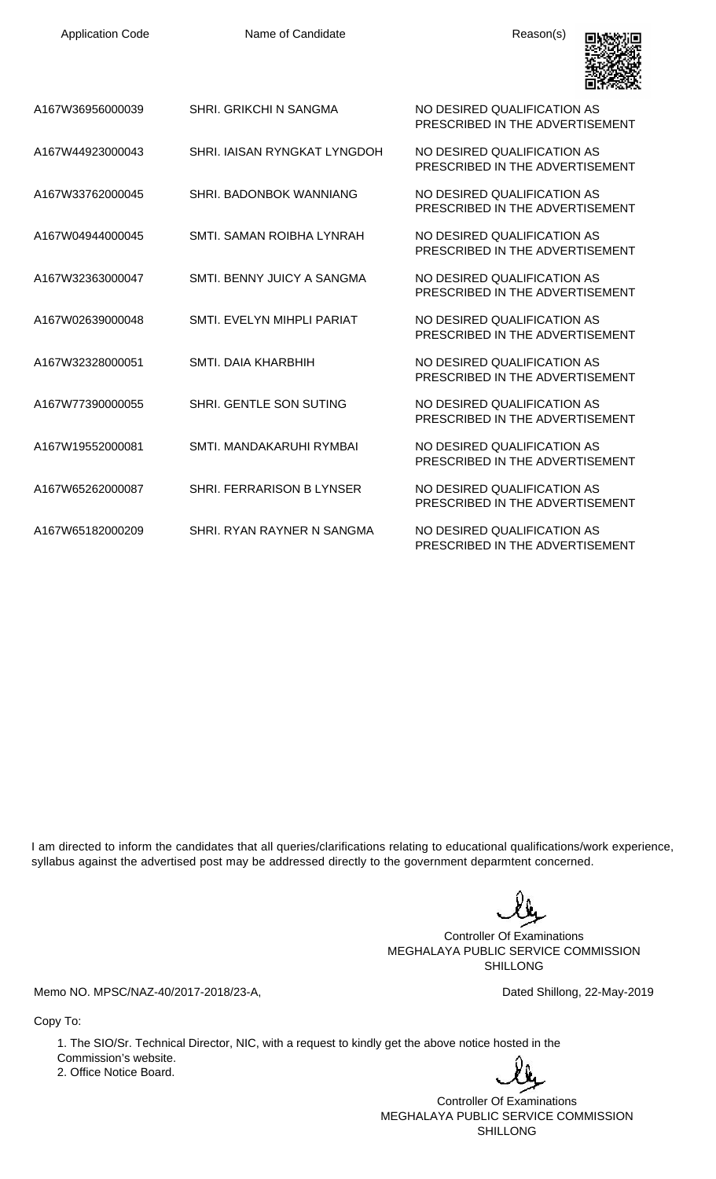| Application Code | Name of Candidate | Reason(s) |
| --- | --- | --- |
| A167W36956000039 | SHRI. GRIKCHI N SANGMA | NO DESIRED QUALIFICATION AS PRESCRIBED IN THE ADVERTISEMENT |
| A167W44923000043 | SHRI. IAISAN RYNGKAT LYNGDOH | NO DESIRED QUALIFICATION AS PRESCRIBED IN THE ADVERTISEMENT |
| A167W33762000045 | SHRI. BADONBOK WANNIANG | NO DESIRED QUALIFICATION AS PRESCRIBED IN THE ADVERTISEMENT |
| A167W04944000045 | SMTI. SAMAN ROIBHA LYNRAH | NO DESIRED QUALIFICATION AS PRESCRIBED IN THE ADVERTISEMENT |
| A167W32363000047 | SMTI. BENNY JUICY A SANGMA | NO DESIRED QUALIFICATION AS PRESCRIBED IN THE ADVERTISEMENT |
| A167W02639000048 | SMTI. EVELYN MIHPLI PARIAT | NO DESIRED QUALIFICATION AS PRESCRIBED IN THE ADVERTISEMENT |
| A167W32328000051 | SMTI. DAIA KHARBHIH | NO DESIRED QUALIFICATION AS PRESCRIBED IN THE ADVERTISEMENT |
| A167W77390000055 | SHRI. GENTLE SON SUTING | NO DESIRED QUALIFICATION AS PRESCRIBED IN THE ADVERTISEMENT |
| A167W19552000081 | SMTI. MANDAKARUHI RYMBAI | NO DESIRED QUALIFICATION AS PRESCRIBED IN THE ADVERTISEMENT |
| A167W65262000087 | SHRI. FERRARISON B LYNSER | NO DESIRED QUALIFICATION AS PRESCRIBED IN THE ADVERTISEMENT |
| A167W65182000209 | SHRI. RYAN RAYNER N SANGMA | NO DESIRED QUALIFICATION AS PRESCRIBED IN THE ADVERTISEMENT |

I am directed to inform the candidates that all queries/clarifications relating to educational qualifications/work experience, syllabus against the advertised post may be addressed directly to the government deparmtent concerned.

Controller Of Examinations
MEGHALAYA PUBLIC SERVICE COMMISSION
SHILLONG

Memo NO. MPSC/NAZ-40/2017-2018/23-A, Dated Shillong, 22-May-2019

Copy To:

1. The SIO/Sr. Technical Director, NIC, with a request to kindly get the above notice hosted in the Commission's website.
2. Office Notice Board.

Controller Of Examinations
MEGHALAYA PUBLIC SERVICE COMMISSION
SHILLONG